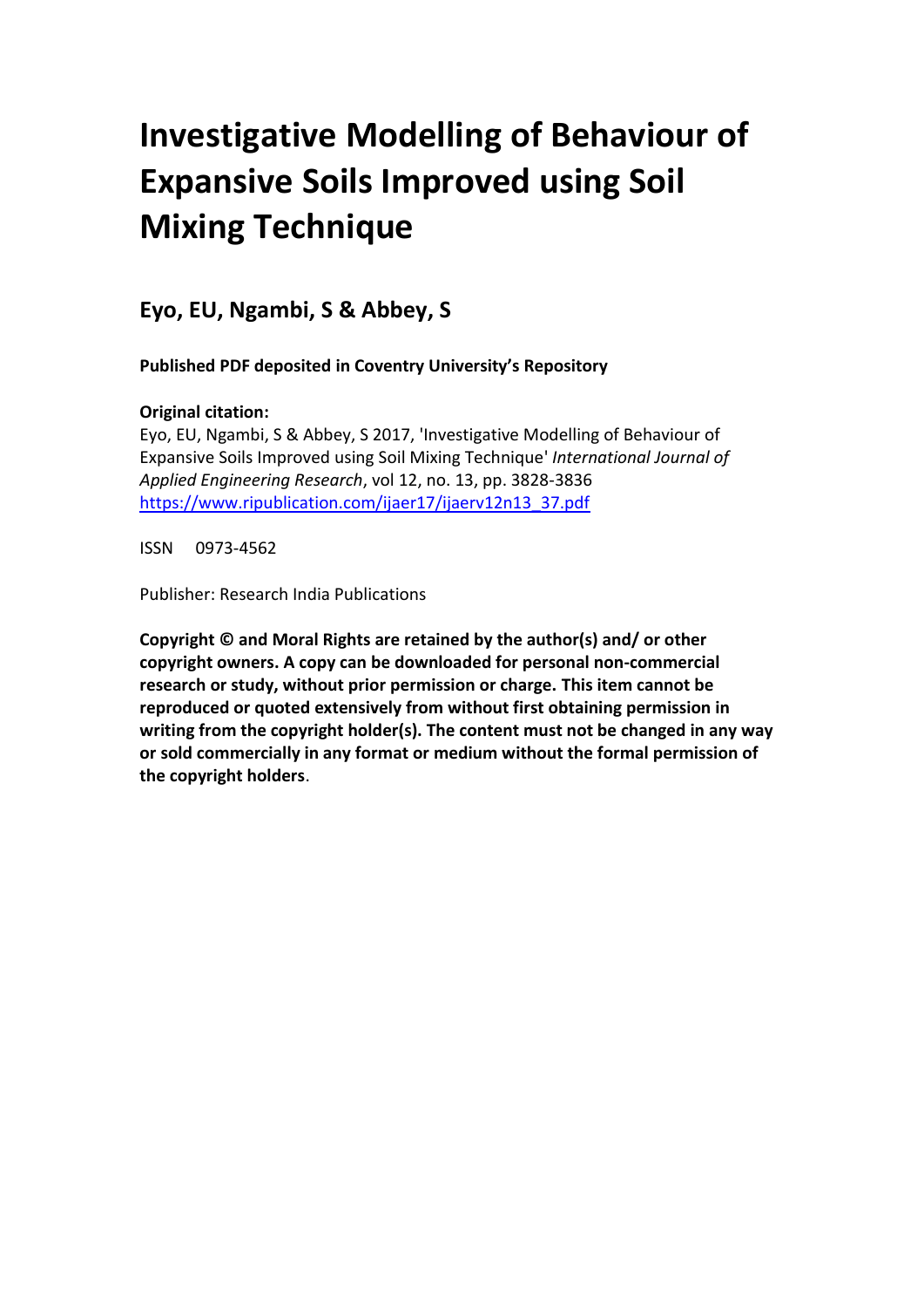# Investigative Modelling of Behaviour of Expansive Soils Improved using Soil Mixing Technique

## Eyo, EU, Ngambi, S & Abbey, S

**Published PDF deposited in Coventry University's Repository**

**Original citation:**
Eyo, EU, Ngambi, S & Abbey, S 2017, 'Investigative Modelling of Behaviour of Expansive Soils Improved using Soil Mixing Technique' *International Journal of Applied Engineering Research*, vol 12, no. 13, pp. 3828-3836
https://www.ripublication.com/ijaer17/ijaerv12n13_37.pdf

ISSN 0973-4562

Publisher: Research India Publications

**Copyright © and Moral Rights are retained by the author(s) and/ or other copyright owners. A copy can be downloaded for personal non-commercial research or study, without prior permission or charge. This item cannot be reproduced or quoted extensively from without first obtaining permission in writing from the copyright holder(s). The content must not be changed in any way or sold commercially in any format or medium without the formal permission of the copyright holders**.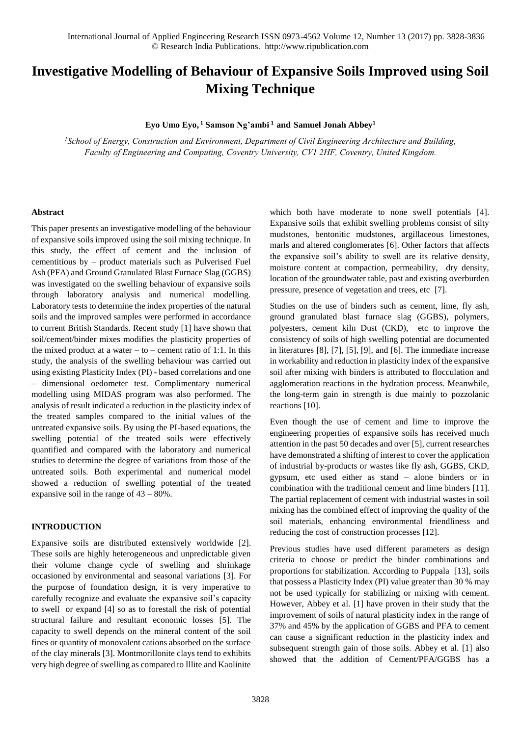# Investigative Modelling of Behaviour of Expansive Soils Improved using Soil Mixing Technique

**Eyo Umo Eyo, [1] Samson Ng'ambi [1] and Samuel Jonah Abbey[1]**

*[1]School of Energy, Construction and Environment, Department of Civil Engineering Architecture and Building, Faculty of Engineering and Computing, Coventry University, CV1 2HF, Coventry, United Kingdom.*

#### Abstract

This paper presents an investigative modelling of the behaviour of expansive soils improved using the soil mixing technique. In this study, the effect of cement and the inclusion of cementitious by – product materials such as Pulverised Fuel Ash (PFA) and Ground Granulated Blast Furnace Slag (GGBS) was investigated on the swelling behaviour of expansive soils through laboratory analysis and numerical modelling. Laboratory tests to determine the index properties of the natural soils and the improved samples were performed in accordance to current British Standards. Recent study [1] have shown that soil/cement/binder mixes modifies the plasticity properties of the mixed product at a water – to – cement ratio of 1:1. In this study, the analysis of the swelling behaviour was carried out using existing Plasticity Index (PI) - based correlations and one – dimensional oedometer test. Complimentary numerical modelling using MIDAS program was also performed. The analysis of result indicated a reduction in the plasticity index of the treated samples compared to the initial values of the untreated expansive soils. By using the PI-based equations, the swelling potential of the treated soils were effectively quantified and compared with the laboratory and numerical studies to determine the degree of variations from those of the untreated soils. Both experimental and numerical model showed a reduction of swelling potential of the treated expansive soil in the range of 43 – 80%.

#### INTRODUCTION

Expansive soils are distributed extensively worldwide [2]. These soils are highly heterogeneous and unpredictable given their volume change cycle of swelling and shrinkage occasioned by environmental and seasonal variations [3]. For the purpose of foundation design, it is very imperative to carefully recognize and evaluate the expansive soil's capacity to swell or expand [4] so as to forestall the risk of potential structural failure and resultant economic losses [5]. The capacity to swell depends on the mineral content of the soil fines or quantity of monovalent cations absorbed on the surface of the clay minerals [3]. Montmorillonite clays tend to exhibits very high degree of swelling as compared to Illite and Kaolinite which both have moderate to none swell potentials [4]. Expansive soils that exhibit swelling problems consist of silty mudstones, bentonitic mudstones, argillaceous limestones, marls and altered conglomerates [6]. Other factors that affects the expansive soil's ability to swell are its relative density, moisture content at compaction, permeability, dry density, location of the groundwater table, past and existing overburden pressure, presence of vegetation and trees, etc [7].

Studies on the use of binders such as cement, lime, fly ash, ground granulated blast furnace slag (GGBS), polymers, polyesters, cement kiln Dust (CKD), etc to improve the consistency of soils of high swelling potential are documented in literatures [8], [7], [5], [9], and [6]. The immediate increase in workability and reduction in plasticity index of the expansive soil after mixing with binders is attributed to flocculation and agglomeration reactions in the hydration process. Meanwhile, the long-term gain in strength is due mainly to pozzolanic reactions [10].

Even though the use of cement and lime to improve the engineering properties of expansive soils has received much attention in the past 50 decades and over [5], current researches have demonstrated a shifting of interest to cover the application of industrial by-products or wastes like fly ash, GGBS, CKD, gypsum, etc used either as stand – alone binders or in combination with the traditional cement and lime binders [11]. The partial replacement of cement with industrial wastes in soil mixing has the combined effect of improving the quality of the soil materials, enhancing environmental friendliness and reducing the cost of construction processes [12].

Previous studies have used different parameters as design criteria to choose or predict the binder combinations and proportions for stabilization. According to Puppala [13], soils that possess a Plasticity Index (PI) value greater than 30 % may not be used typically for stabilizing or mixing with cement. However, Abbey et al. [1] have proven in their study that the improvement of soils of natural plasticity index in the range of 37% and 45% by the application of GGBS and PFA to cement can cause a significant reduction in the plasticity index and subsequent strength gain of those soils. Abbey et al. [1] also showed that the addition of Cement/PFA/GGBS has a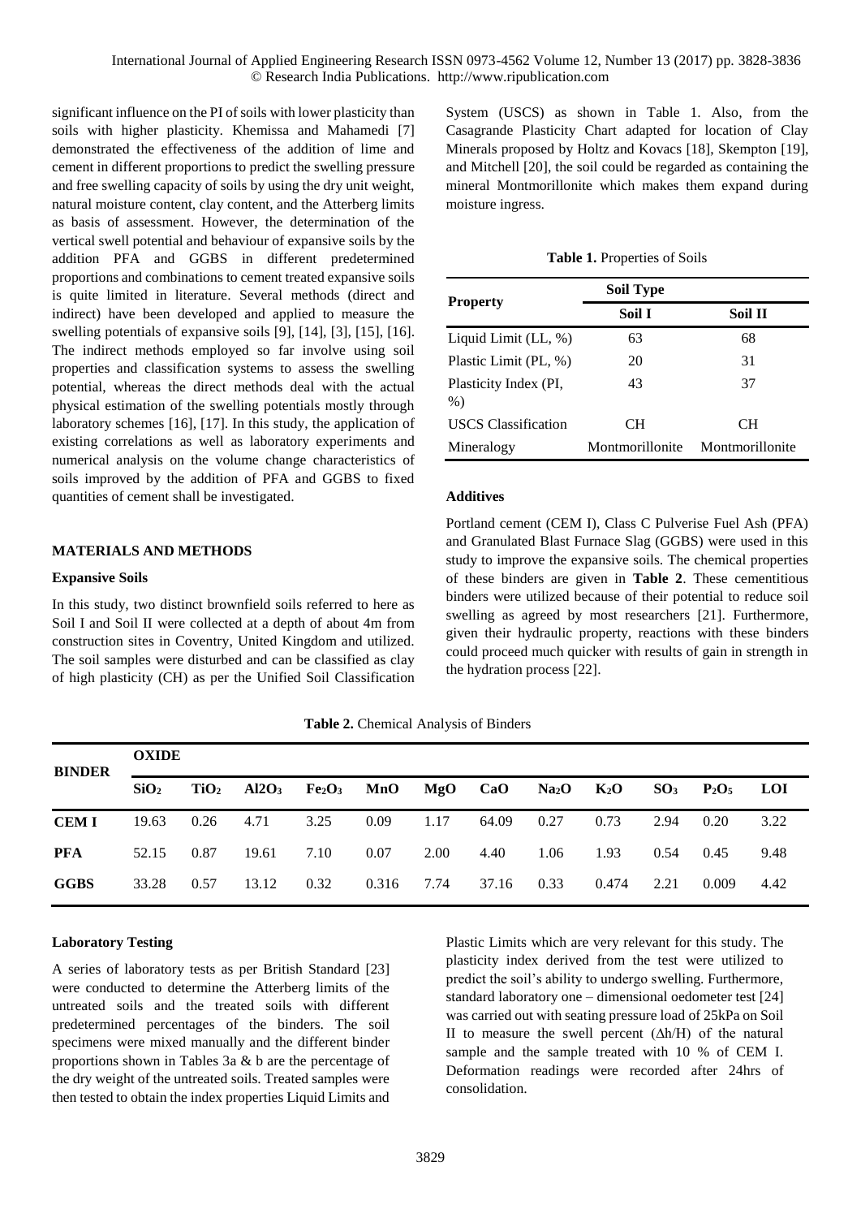significant influence on the PI of soils with lower plasticity than soils with higher plasticity. Khemissa and Mahamedi [7] demonstrated the effectiveness of the addition of lime and cement in different proportions to predict the swelling pressure and free swelling capacity of soils by using the dry unit weight, natural moisture content, clay content, and the Atterberg limits as basis of assessment. However, the determination of the vertical swell potential and behaviour of expansive soils by the addition PFA and GGBS in different predetermined proportions and combinations to cement treated expansive soils is quite limited in literature. Several methods (direct and indirect) have been developed and applied to measure the swelling potentials of expansive soils [9], [14], [3], [15], [16]. The indirect methods employed so far involve using soil properties and classification systems to assess the swelling potential, whereas the direct methods deal with the actual physical estimation of the swelling potentials mostly through laboratory schemes [16], [17]. In this study, the application of existing correlations as well as laboratory experiments and numerical analysis on the volume change characteristics of soils improved by the addition of PFA and GGBS to fixed quantities of cement shall be investigated.

## MATERIALS AND METHODS

### Expansive Soils

In this study, two distinct brownfield soils referred to here as Soil I and Soil II were collected at a depth of about 4m from construction sites in Coventry, United Kingdom and utilized. The soil samples were disturbed and can be classified as clay of high plasticity (CH) as per the Unified Soil Classification System (USCS) as shown in Table 1. Also, from the Casagrande Plasticity Chart adapted for location of Clay Minerals proposed by Holtz and Kovacs [18], Skempton [19], and Mitchell [20], the soil could be regarded as containing the mineral Montmorillonite which makes them expand during moisture ingress.

**Table 1.** Properties of Soils

| Property | Soil Type | |
|---|---|---|
| | Soil I | Soil II |
| Liquid Limit (LL, %) | 63 | 68 |
| Plastic Limit (PL, %) | 20 | 31 |
| Plasticity Index (PI, %) | 43 | 37 |
| USCS Classification | CH | CH |
| Mineralogy | Montmorillonite | Montmorillonite |

### Additives

Portland cement (CEM I), Class C Pulverise Fuel Ash (PFA) and Granulated Blast Furnace Slag (GGBS) were used in this study to improve the expansive soils. The chemical properties of these binders are given in **Table 2**. These cementitious binders were utilized because of their potential to reduce soil swelling as agreed by most researchers [21]. Furthermore, given their hydraulic property, reactions with these binders could proceed much quicker with results of gain in strength in the hydration process [22].

**Table 2.** Chemical Analysis of Binders

| BINDER | OXIDE | | | | | | | | | | | |
|---|---|---|---|---|---|---|---|---|---|---|---|---|
| | $SiO_2$ | $TiO_2$ | $Al_2O_3$ | $Fe_2O_3$ | MnO | MgO | CaO | $Na_2O$ | $K_2O$ | $SO_3$ | $P_2O_5$ | LOI |
| **CEM I** | 19.63 | 0.26 | 4.71 | 3.25 | 0.09 | 1.17 | 64.09 | 0.27 | 0.73 | 2.94 | 0.20 | 3.22 |
| **PFA** | 52.15 | 0.87 | 19.61 | 7.10 | 0.07 | 2.00 | 4.40 | 1.06 | 1.93 | 0.54 | 0.45 | 9.48 |
| **GGBS** | 33.28 | 0.57 | 13.12 | 0.32 | 0.316 | 7.74 | 37.16 | 0.33 | 0.474 | 2.21 | 0.009 | 4.42 |

### Laboratory Testing

A series of laboratory tests as per British Standard [23] were conducted to determine the Atterberg limits of the untreated soils and the treated soils with different predetermined percentages of the binders. The soil specimens were mixed manually and the different binder proportions shown in Tables 3a & b are the percentage of the dry weight of the untreated soils. Treated samples were then tested to obtain the index properties Liquid Limits and Plastic Limits which are very relevant for this study. The plasticity index derived from the test were utilized to predict the soil's ability to undergo swelling. Furthermore, standard laboratory one – dimensional oedometer test [24] was carried out with seating pressure load of 25kPa on Soil II to measure the swell percent ($\Delta h/H$) of the natural sample and the sample treated with 10 % of CEM I. Deformation readings were recorded after 24hrs of consolidation.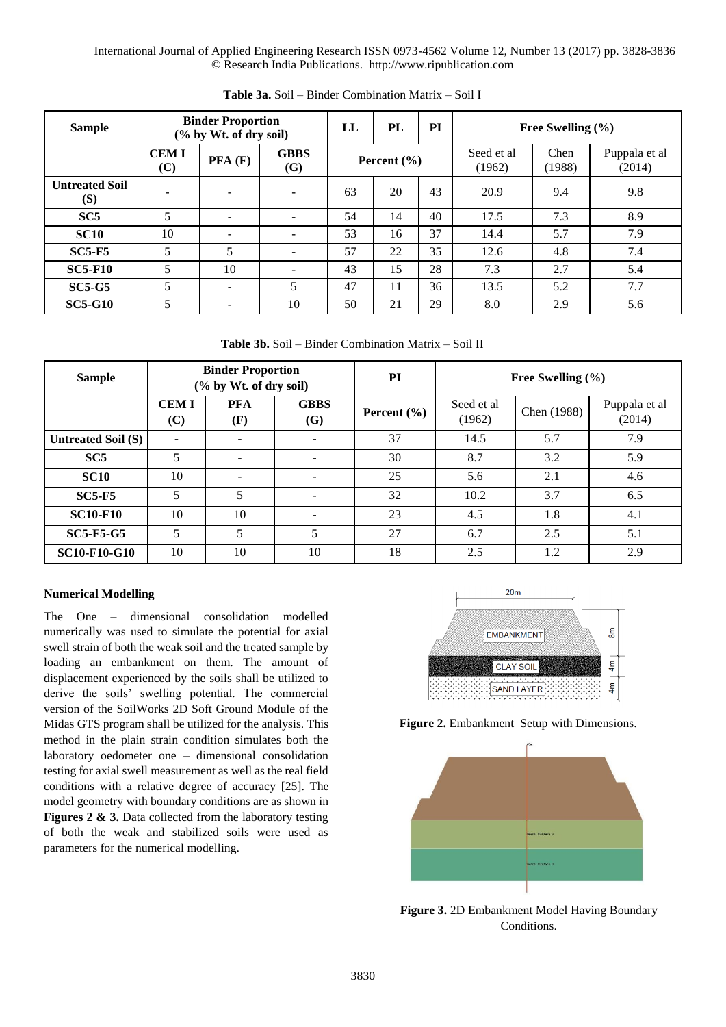**Table 3a.** Soil – Binder Combination Matrix – Soil I

| Sample | Binder Proportion (% by Wt. of dry soil) | | | LL | PL | PI | Free Swelling (%) | | |
|---|---|---|---|---|---|---|---|---|---|
| | CEM I (C) | PFA (F) | GBBS (G) | Percent (%) | | | Seed et al (1962) | Chen (1988) | Puppala et al (2014) |
| **Untreated Soil (S)** | - | - | - | 63 | 20 | 43 | 20.9 | 9.4 | 9.8 |
| **SC5** | 5 | - | - | 54 | 14 | 40 | 17.5 | 7.3 | 8.9 |
| **SC10** | 10 | - | - | 53 | 16 | 37 | 14.4 | 5.7 | 7.9 |
| **SC5-F5** | 5 | 5 | - | 57 | 22 | 35 | 12.6 | 4.8 | 7.4 |
| **SC5-F10** | 5 | 10 | - | 43 | 15 | 28 | 7.3 | 2.7 | 5.4 |
| **SC5-G5** | 5 | - | 5 | 47 | 11 | 36 | 13.5 | 5.2 | 7.7 |
| **SC5-G10** | 5 | - | 10 | 50 | 21 | 29 | 8.0 | 2.9 | 5.6 |

**Table 3b.** Soil – Binder Combination Matrix – Soil II

| Sample | Binder Proportion (% by Wt. of dry soil) | | | PI | Free Swelling (%) | | |
|---|---|---|---|---|---|---|---|
| | CEM I (C) | PFA (F) | GBBS (G) | Percent (%) | Seed et al (1962) | Chen (1988) | Puppala et al (2014) |
| **Untreated Soil (S)** | - | - | - | 37 | 14.5 | 5.7 | 7.9 |
| **SC5** | 5 | - | - | 30 | 8.7 | 3.2 | 5.9 |
| **SC10** | 10 | - | - | 25 | 5.6 | 2.1 | 4.6 |
| **SC5-F5** | 5 | 5 | - | 32 | 10.2 | 3.7 | 6.5 |
| **SC10-F10** | 10 | 10 | - | 23 | 4.5 | 1.8 | 4.1 |
| **SC5-F5-G5** | 5 | 5 | 5 | 27 | 6.7 | 2.5 | 5.1 |
| **SC10-F10-G10** | 10 | 10 | 10 | 18 | 2.5 | 1.2 | 2.9 |

### Numerical Modelling

The One – dimensional consolidation modelled numerically was used to simulate the potential for axial swell strain of both the weak soil and the treated sample by loading an embankment on them. The amount of displacement experienced by the soils shall be utilized to derive the soils' swelling potential. The commercial version of the SoilWorks 2D Soft Ground Module of the Midas GTS program shall be utilized for the analysis. This method in the plain strain condition simulates both the laboratory oedometer one – dimensional consolidation testing for axial swell measurement as well as the real field conditions with a relative degree of accuracy [25]. The model geometry with boundary conditions are as shown in **Figures 2 & 3.** Data collected from the laboratory testing of both the weak and stabilized soils were used as parameters for the numerical modelling.

**Figure 2.** Embankment Setup with Dimensions.

**Figure 3.** 2D Embankment Model Having Boundary Conditions.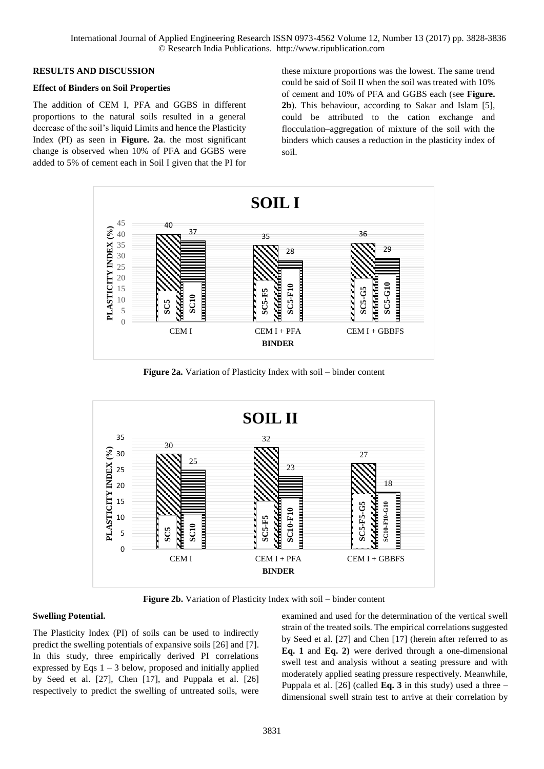## RESULTS AND DISCUSSION

### Effect of Binders on Soil Properties

The addition of CEM I, PFA and GGBS in different proportions to the natural soils resulted in a general decrease of the soil's liquid Limits and hence the Plasticity Index (PI) as seen in **Figure. 2a**. the most significant change is observed when 10% of PFA and GGBS were added to 5% of cement each in Soil I given that the PI for these mixture proportions was the lowest. The same trend could be said of Soil II when the soil was treated with 10% of cement and 10% of PFA and GGBS each (see **Figure. 2b**). This behaviour, according to Sakar and Islam [5], could be attributed to the cation exchange and flocculation–aggregation of mixture of the soil with the binders which causes a reduction in the plasticity index of soil.

**Figure 2a.** Variation of Plasticity Index with soil – binder content

**Figure 2b.** Variation of Plasticity Index with soil – binder content

### Swelling Potential.

The Plasticity Index (PI) of soils can be used to indirectly predict the swelling potentials of expansive soils [26] and [7]. In this study, three empirically derived PI correlations expressed by Eqs 1 – 3 below, proposed and initially applied by Seed et al. [27], Chen [17], and Puppala et al. [26] respectively to predict the swelling of untreated soils, were examined and used for the determination of the vertical swell strain of the treated soils. The empirical correlations suggested by Seed et al. [27] and Chen [17] (herein after referred to as **Eq. 1** and **Eq. 2)** were derived through a one-dimensional swell test and analysis without a seating pressure and with moderately applied seating pressure respectively. Meanwhile, Puppala et al. [26] (called **Eq. 3** in this study) used a three – dimensional swell strain test to arrive at their correlation by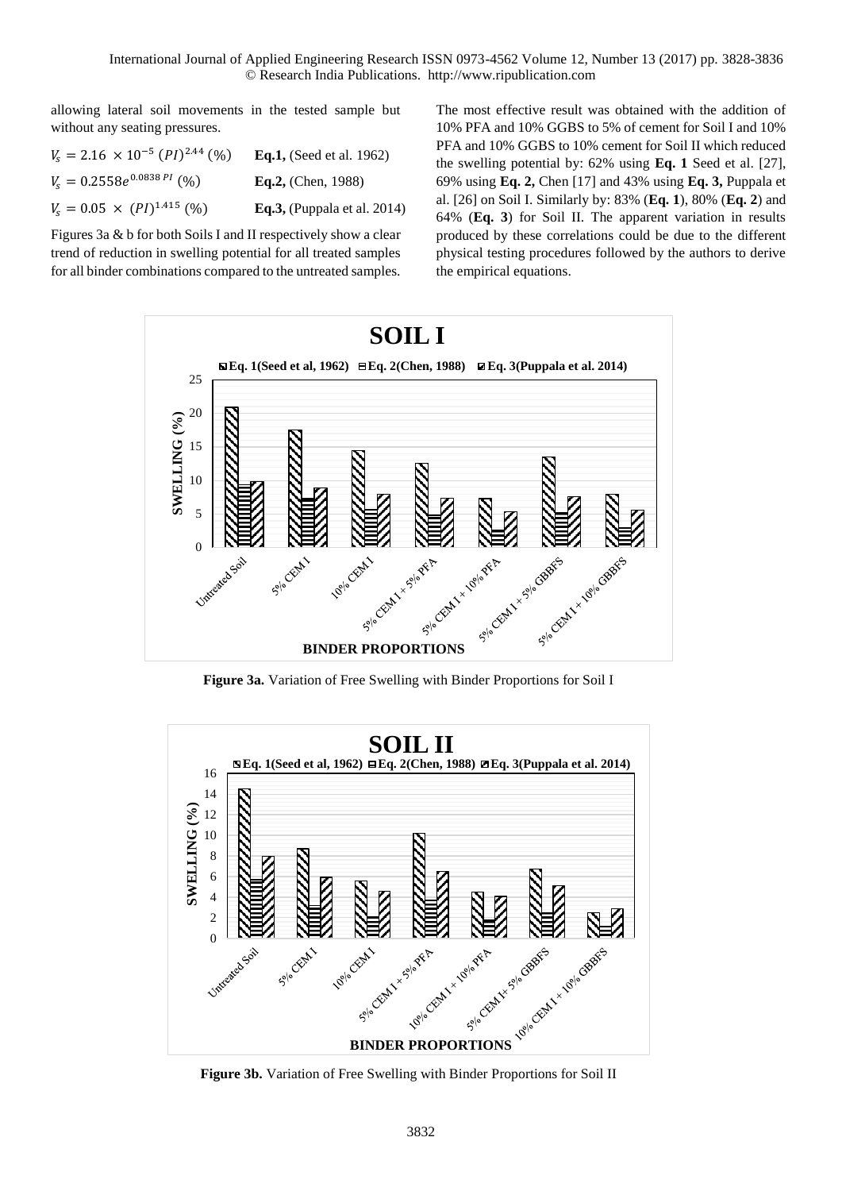allowing lateral soil movements in the tested sample but without any seating pressures.

$V_s = 2.16 \times 10^{-5} (PI)^{2.44}$ (%) **Eq.1,** (Seed et al. 1962)

$V_s = 0.2558e^{0.0838\,PI}$ (%) **Eq.2,** (Chen, 1988)

$V_s = 0.05 \times (PI)^{1.415}$ (%) **Eq.3,** (Puppala et al. 2014)

Figures 3a & b for both Soils I and II respectively show a clear trend of reduction in swelling potential for all treated samples for all binder combinations compared to the untreated samples.

The most effective result was obtained with the addition of 10% PFA and 10% GGBS to 5% of cement for Soil I and 10% PFA and 10% GGBS to 10% cement for Soil II which reduced the swelling potential by: 62% using **Eq. 1** Seed et al. [27], 69% using **Eq. 2,** Chen [17] and 43% using **Eq. 3,** Puppala et al. [26] on Soil I. Similarly by: 83% (**Eq. 1**), 80% (**Eq. 2**) and 64% (**Eq. 3**) for Soil II. The apparent variation in results produced by these correlations could be due to the different physical testing procedures followed by the authors to derive the empirical equations.

**Figure 3a.** Variation of Free Swelling with Binder Proportions for Soil I

**Figure 3b.** Variation of Free Swelling with Binder Proportions for Soil II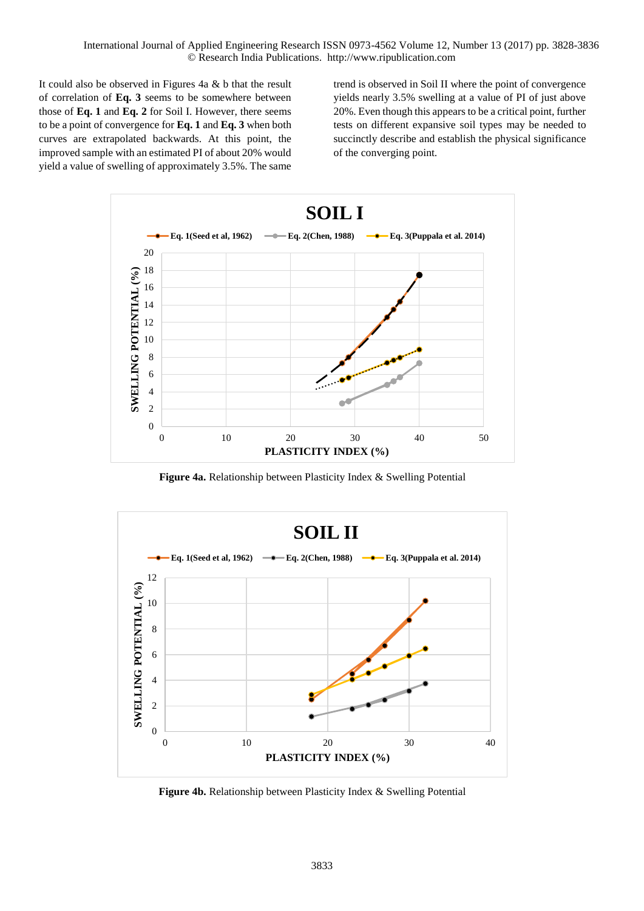It could also be observed in Figures 4a & b that the result of correlation of **Eq. 3** seems to be somewhere between those of **Eq. 1** and **Eq. 2** for Soil I. However, there seems to be a point of convergence for **Eq. 1** and **Eq. 3** when both curves are extrapolated backwards. At this point, the improved sample with an estimated PI of about 20% would yield a value of swelling of approximately 3.5%. The same trend is observed in Soil II where the point of convergence yields nearly 3.5% swelling at a value of PI of just above 20%. Even though this appears to be a critical point, further tests on different expansive soil types may be needed to succinctly describe and establish the physical significance of the converging point.

**Figure 4a.** Relationship between Plasticity Index & Swelling Potential

**Figure 4b.** Relationship between Plasticity Index & Swelling Potential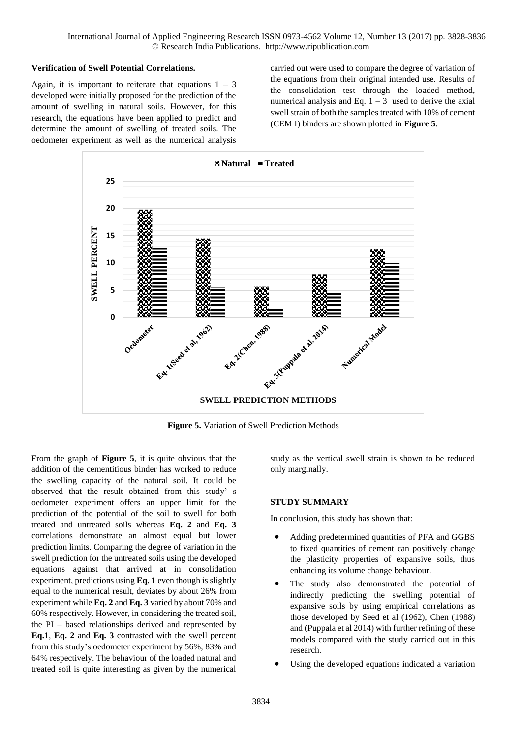**Verification of Swell Potential Correlations.**

Again, it is important to reiterate that equations 1 – 3 developed were initially proposed for the prediction of the amount of swelling in natural soils. However, for this research, the equations have been applied to predict and determine the amount of swelling of treated soils. The oedometer experiment as well as the numerical analysis carried out were used to compare the degree of variation of the equations from their original intended use. Results of the consolidation test through the loaded method, numerical analysis and Eq. 1 – 3 used to derive the axial swell strain of both the samples treated with 10% of cement (CEM I) binders are shown plotted in **Figure 5**.

**Figure 5.** Variation of Swell Prediction Methods

From the graph of **Figure 5**, it is quite obvious that the addition of the cementitious binder has worked to reduce the swelling capacity of the natural soil. It could be observed that the result obtained from this study' s oedometer experiment offers an upper limit for the prediction of the potential of the soil to swell for both treated and untreated soils whereas **Eq. 2** and **Eq. 3** correlations demonstrate an almost equal but lower prediction limits. Comparing the degree of variation in the swell prediction for the untreated soils using the developed equations against that arrived at in consolidation experiment, predictions using **Eq. 1** even though is slightly equal to the numerical result, deviates by about 26% from experiment while **Eq. 2** and **Eq. 3** varied by about 70% and 60% respectively. However, in considering the treated soil, the PI – based relationships derived and represented by **Eq.1**, **Eq. 2** and **Eq. 3** contrasted with the swell percent from this study's oedometer experiment by 56%, 83% and 64% respectively. The behaviour of the loaded natural and treated soil is quite interesting as given by the numerical study as the vertical swell strain is shown to be reduced only marginally.

## STUDY SUMMARY

In conclusion, this study has shown that:

- Adding predetermined quantities of PFA and GGBS to fixed quantities of cement can positively change the plasticity properties of expansive soils, thus enhancing its volume change behaviour.
- The study also demonstrated the potential of indirectly predicting the swelling potential of expansive soils by using empirical correlations as those developed by Seed et al (1962), Chen (1988) and (Puppala et al 2014) with further refining of these models compared with the study carried out in this research.
- Using the developed equations indicated a variation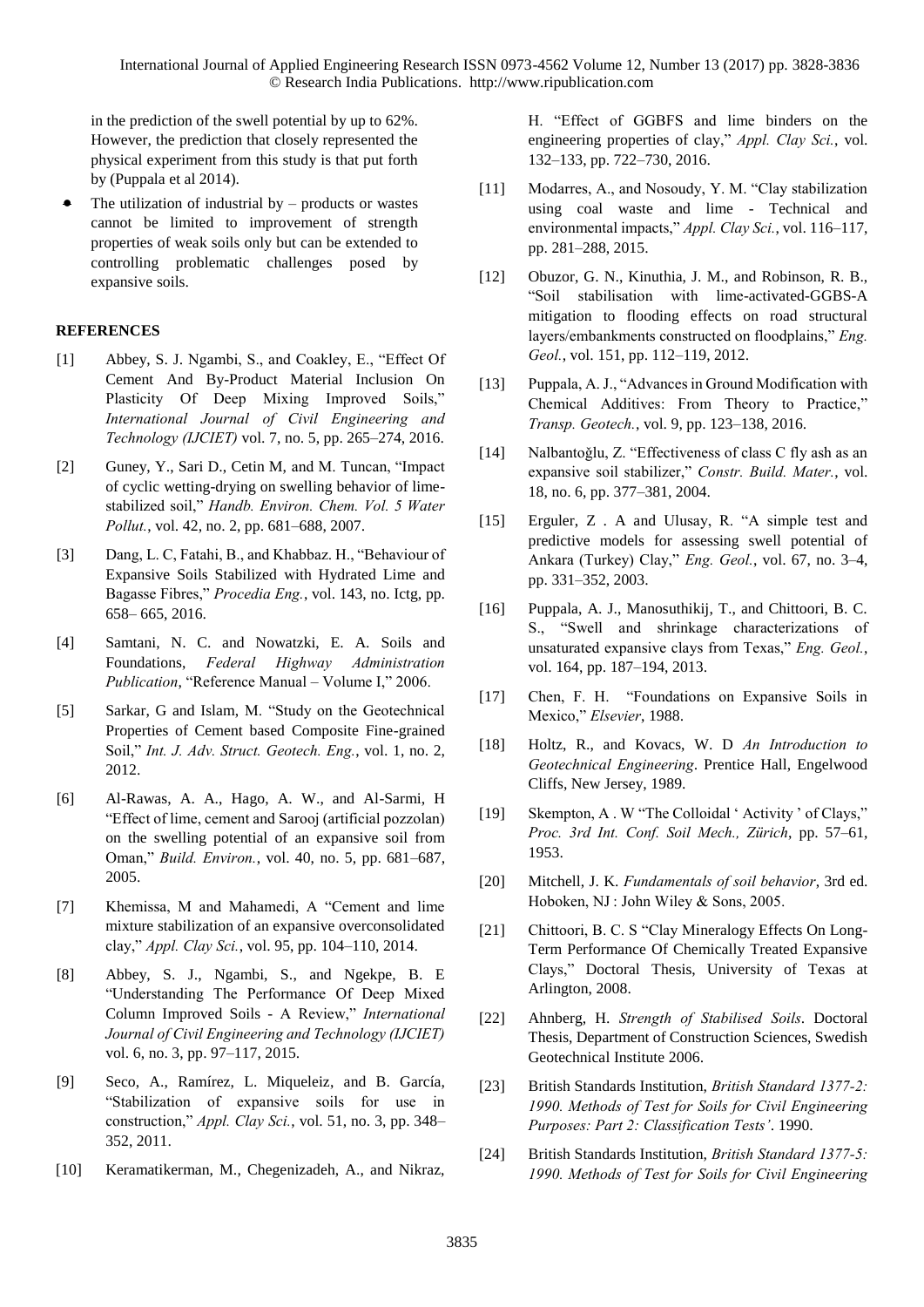in the prediction of the swell potential by up to 62%. However, the prediction that closely represented the physical experiment from this study is that put forth by (Puppala et al 2014).

- The utilization of industrial by – products or wastes cannot be limited to improvement of strength properties of weak soils only but can be extended to controlling problematic challenges posed by expansive soils.

## REFERENCES

[1] Abbey, S. J. Ngambi, S., and Coakley, E., "Effect Of Cement And By-Product Material Inclusion On Plasticity Of Deep Mixing Improved Soils," *International Journal of Civil Engineering and Technology (IJCIET)* vol. 7, no. 5, pp. 265–274, 2016.

[2] Guney, Y., Sari D., Cetin M, and M. Tuncan, "Impact of cyclic wetting-drying on swelling behavior of lime-stabilized soil," *Handb. Environ. Chem. Vol. 5 Water Pollut.*, vol. 42, no. 2, pp. 681–688, 2007.

[3] Dang, L. C, Fatahi, B., and Khabbaz. H., "Behaviour of Expansive Soils Stabilized with Hydrated Lime and Bagasse Fibres," *Procedia Eng.*, vol. 143, no. Ictg, pp. 658– 665, 2016.

[4] Samtani, N. C. and Nowatzki, E. A. Soils and Foundations, *Federal Highway Administration Publication*, "Reference Manual – Volume I," 2006.

[5] Sarkar, G and Islam, M. "Study on the Geotechnical Properties of Cement based Composite Fine-grained Soil," *Int. J. Adv. Struct. Geotech. Eng.*, vol. 1, no. 2, 2012.

[6] Al-Rawas, A. A., Hago, A. W., and Al-Sarmi, H "Effect of lime, cement and Sarooj (artificial pozzolan) on the swelling potential of an expansive soil from Oman," *Build. Environ.*, vol. 40, no. 5, pp. 681–687, 2005.

[7] Khemissa, M and Mahamedi, A "Cement and lime mixture stabilization of an expansive overconsolidated clay," *Appl. Clay Sci.*, vol. 95, pp. 104–110, 2014.

[8] Abbey, S. J., Ngambi, S., and Ngekpe, B. E "Understanding The Performance Of Deep Mixed Column Improved Soils - A Review," *International Journal of Civil Engineering and Technology (IJCIET)* vol. 6, no. 3, pp. 97–117, 2015.

[9] Seco, A., Ramírez, L. Miqueleiz, and B. García, "Stabilization of expansive soils for use in construction," *Appl. Clay Sci.*, vol. 51, no. 3, pp. 348–352, 2011.

[10] Keramatikerman, M., Chegenizadeh, A., and Nikraz, H. "Effect of GGBFS and lime binders on the engineering properties of clay," *Appl. Clay Sci.*, vol. 132–133, pp. 722–730, 2016.

[11] Modarres, A., and Nosoudy, Y. M. "Clay stabilization using coal waste and lime - Technical and environmental impacts," *Appl. Clay Sci.*, vol. 116–117, pp. 281–288, 2015.

[12] Obuzor, G. N., Kinuthia, J. M., and Robinson, R. B., "Soil stabilisation with lime-activated-GGBS-A mitigation to flooding effects on road structural layers/embankments constructed on floodplains," *Eng. Geol.*, vol. 151, pp. 112–119, 2012.

[13] Puppala, A. J., "Advances in Ground Modification with Chemical Additives: From Theory to Practice," *Transp. Geotech.*, vol. 9, pp. 123–138, 2016.

[14] Nalbantoğlu, Z. "Effectiveness of class C fly ash as an expansive soil stabilizer," *Constr. Build. Mater.*, vol. 18, no. 6, pp. 377–381, 2004.

[15] Erguler, Z . A and Ulusay, R. "A simple test and predictive models for assessing swell potential of Ankara (Turkey) Clay," *Eng. Geol.*, vol. 67, no. 3–4, pp. 331–352, 2003.

[16] Puppala, A. J., Manosuthikij, T., and Chittoori, B. C. S., "Swell and shrinkage characterizations of unsaturated expansive clays from Texas," *Eng. Geol.*, vol. 164, pp. 187–194, 2013.

[17] Chen, F. H. "Foundations on Expansive Soils in Mexico," *Elsevier*, 1988.

[18] Holtz, R., and Kovacs, W. D *An Introduction to Geotechnical Engineering*. Prentice Hall, Engelwood Cliffs, New Jersey, 1989.

[19] Skempton, A . W "The Colloidal ' Activity ' of Clays," *Proc. 3rd Int. Conf. Soil Mech., Zürich*, pp. 57–61, 1953.

[20] Mitchell, J. K. *Fundamentals of soil behavior*, 3rd ed. Hoboken, NJ : John Wiley & Sons, 2005.

[21] Chittoori, B. C. S "Clay Mineralogy Effects On Long-Term Performance Of Chemically Treated Expansive Clays," Doctoral Thesis, University of Texas at Arlington, 2008.

[22] Ahnberg, H. *Strength of Stabilised Soils*. Doctoral Thesis, Department of Construction Sciences, Swedish Geotechnical Institute 2006.

[23] British Standards Institution, *British Standard 1377-2: 1990. Methods of Test for Soils for Civil Engineering Purposes: Part 2: Classification Tests'*. 1990.

[24] British Standards Institution, *British Standard 1377-5: 1990. Methods of Test for Soils for Civil Engineering*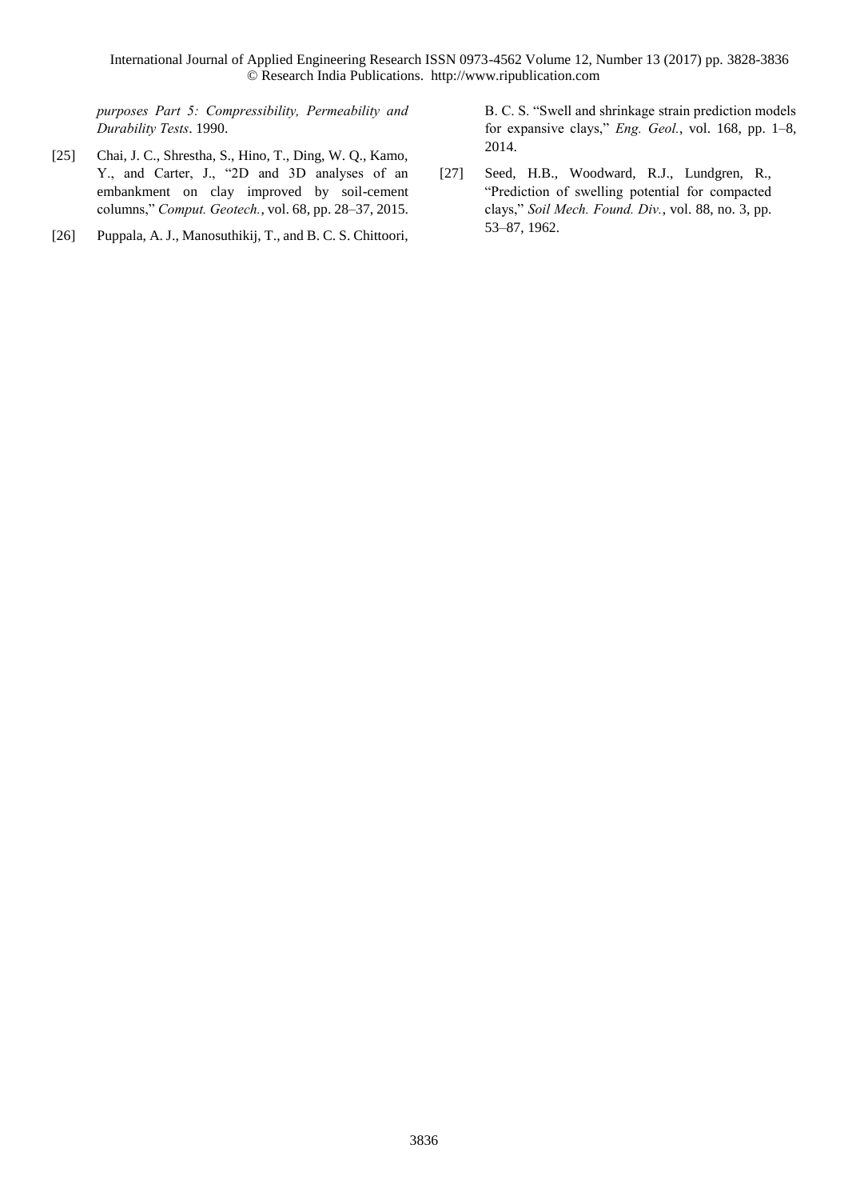*purposes Part 5: Compressibility, Permeability and Durability Tests*. 1990.

[25] Chai, J. C., Shrestha, S., Hino, T., Ding, W. Q., Kamo, Y., and Carter, J., "2D and 3D analyses of an embankment on clay improved by soil-cement columns," *Comput. Geotech.*, vol. 68, pp. 28–37, 2015.

[26] Puppala, A. J., Manosuthikij, T., and B. C. S. Chittoori, B. C. S. "Swell and shrinkage strain prediction models for expansive clays," *Eng. Geol.*, vol. 168, pp. 1–8, 2014.

[27] Seed, H.B., Woodward, R.J., Lundgren, R., "Prediction of swelling potential for compacted clays," *Soil Mech. Found. Div.*, vol. 88, no. 3, pp. 53–87, 1962.